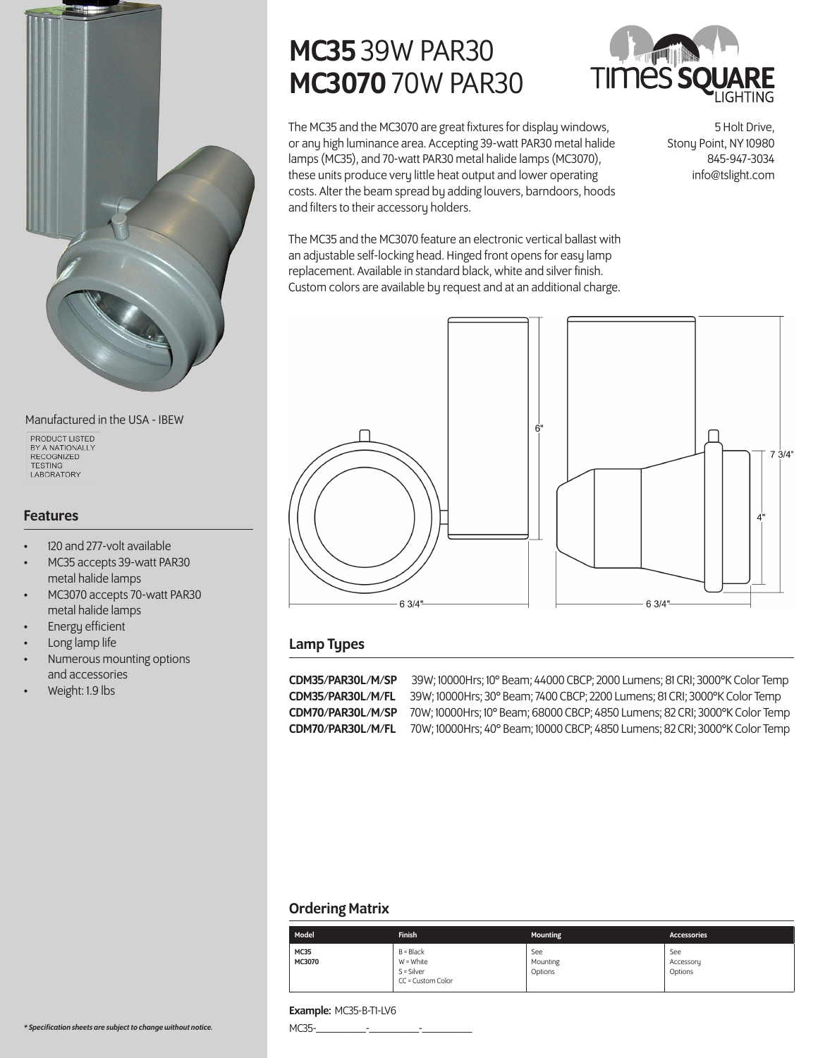# **MC35** 39W PAR30
# **MC3070** 70W PAR30

TIMES **SQUARE** LIGHTING

5 Holt Drive,
Stony Point, NY 10980
845-947-3034
info@tslight.com

The MC35 and the MC3070 are great fixtures for display windows, or any high luminance area. Accepting 39-watt PAR30 metal halide lamps (MC35), and 70-watt PAR30 metal halide lamps (MC3070), these units produce very little heat output and lower operating costs. Alter the beam spread by adding louvers, barndoors, hoods and filters to their accessory holders.

The MC35 and the MC3070 feature an electronic vertical ballast with an adjustable self-locking head. Hinged front opens for easy lamp replacement. Available in standard black, white and silver finish. Custom colors are available by request and at an additional charge.

6"
7 3/4"
4"
6 3/4"
6 3/4"

Manufactured in the USA - IBEW

PRODUCT LISTED BY A NATIONALLY RECOGNIZED TESTING LABORATORY

## Features

- 120 and 277-volt available
- MC35 accepts 39-watt PAR30 metal halide lamps
- MC3070 accepts 70-watt PAR30 metal halide lamps
- Energy efficient
- Long lamp life
- Numerous mounting options and accessories
- Weight: 1.9 lbs

## Lamp Types

**CDM35/PAR30L/M/SP** 39W; 10000Hrs; 10° Beam; 44000 CBCP; 2000 Lumens; 81 CRI; 3000°K Color Temp
**CDM35/PAR30L/M/FL** 39W; 10000Hrs; 30° Beam; 7400 CBCP; 2200 Lumens; 81 CRI; 3000°K Color Temp
**CDM70/PAR30L/M/SP** 70W; 10000Hrs; 10° Beam; 68000 CBCP; 4850 Lumens; 82 CRI; 3000°K Color Temp
**CDM70/PAR30L/M/FL** 70W; 10000Hrs; 40° Beam; 10000 CBCP; 4850 Lumens; 82 CRI; 3000°K Color Temp

## Ordering Matrix

| Model | Finish | Mounting | Accessories |
|---|---|---|---|
| **MC35** **MC3070** | B = Black W = White S = Silver CC = Custom Color | See Mounting Options | See Accessory Options |

**Example:** MC35-B-T1-LV6

MC35-__________-__________-__________

*\* Specification sheets are subject to change without notice.*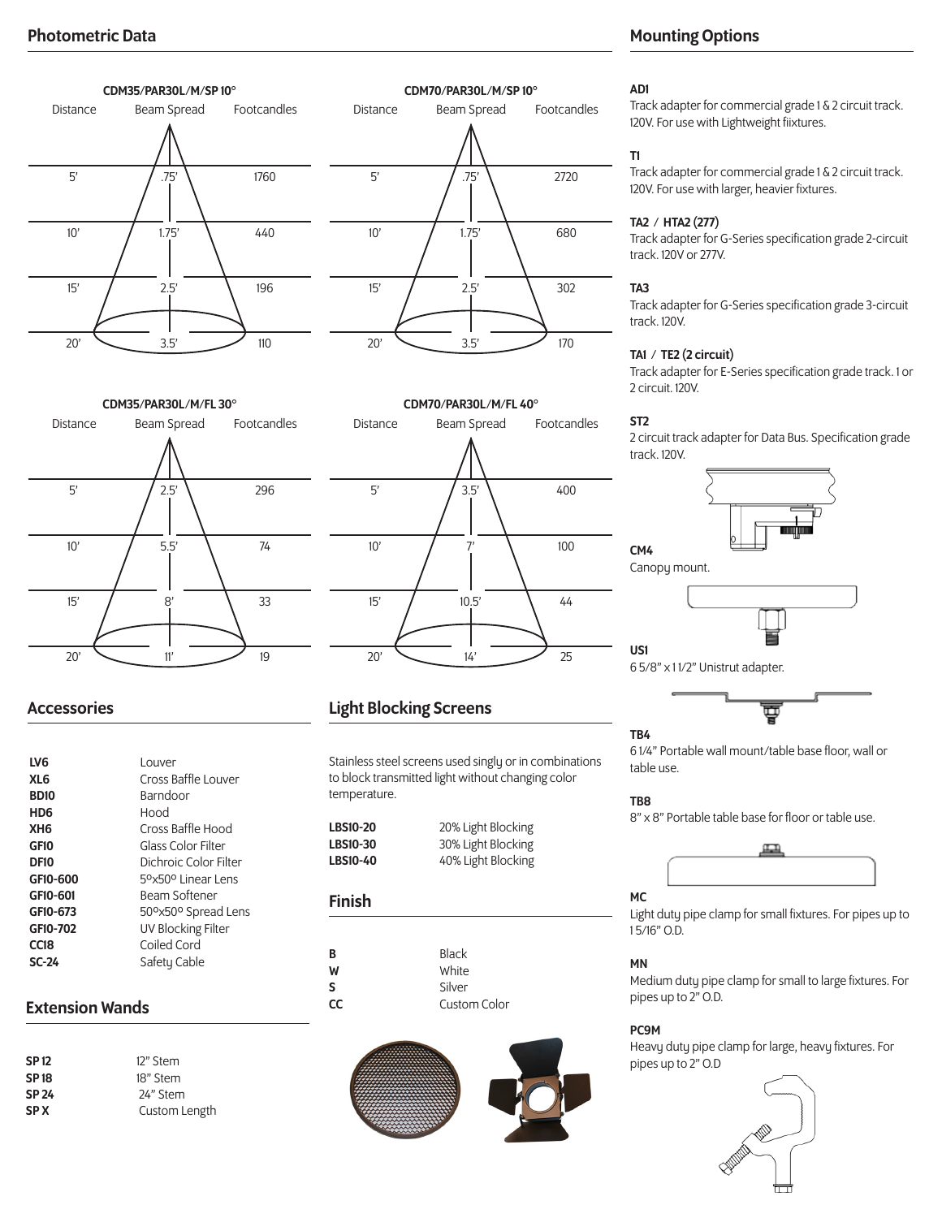## Photometric Data

**CDM35/PAR30L/M/SP 10°**

Distance | Beam Spread | Footcandles

5' .75' 1760

10' 1.75' 440

15' 2.5' 196

20' 3.5' 110

**CDM70/PAR30L/M/SP 10°**

Distance | Beam Spread | Footcandles

5' .75' 2720

10' 1.75' 680

15' 2.5' 302

20' 3.5' 170

**CDM35/PAR30L/M/FL 30°**

Distance | Beam Spread | Footcandles

5' 2.5' 296

10' 5.5' 74

15' 8' 33

20' 11' 19

**CDM70/PAR30L/M/FL 40°**

Distance | Beam Spread | Footcandles

5' 3.5' 400

10' 7' 100

15' 10.5' 44

20' 14' 25

## Accessories

| | |
|---|---|
| **LV6** | Louver |
| **XL6** | Cross Baffle Louver |
| **BD10** | Barndoor |
| **HD6** | Hood |
| **XH6** | Cross Baffle Hood |
| **GF10** | Glass Color Filter |
| **DF10** | Dichroic Color Filter |
| **GF10-600** | 5º×50º Linear Lens |
| **GF10-601** | Beam Softener |
| **GF10-673** | 50º×50º Spread Lens |
| **GF10-702** | UV Blocking Filter |
| **CC18** | Coiled Cord |
| **SC-24** | Safety Cable |

## Extension Wands

| | |
|---|---|
| **SP 12** | 12" Stem |
| **SP 18** | 18" Stem |
| **SP 24** | 24" Stem |
| **SP X** | Custom Length |

## Light Blocking Screens

Stainless steel screens used singly or in combinations to block transmitted light without changing color temperature.

| | |
|---|---|
| **LBS10-20** | 20% Light Blocking |
| **LBS10-30** | 30% Light Blocking |
| **LBS10-40** | 40% Light Blocking |

## Finish

| | |
|---|---|
| **B** | Black |
| **W** | White |
| **S** | Silver |
| **CC** | Custom Color |

## Mounting Options

**AD1**
Track adapter for commercial grade 1 & 2 circuit track. 120V. For use with Lightweight fiixtures.

**T1**
Track adapter for commercial grade 1 & 2 circuit track. 120V. For use with larger, heavier fixtures.

**TA2 / HTA2 (277)**
Track adapter for G-Series specification grade 2-circuit track. 120V or 277V.

**TA3**
Track adapter for G-Series specification grade 3-circuit track. 120V.

**TA1 / TE2 (2 circuit)**
Track adapter for E-Series specification grade track. 1 or 2 circuit. 120V.

**ST2**
2 circuit track adapter for Data Bus. Specification grade track. 120V.

**CM4**
Canopy mount.

**US1**
6 5/8" x 1 1/2" Unistrut adapter.

**TB4**
6 1/4" Portable wall mount/table base floor, wall or table use.

**TB8**
8" x 8" Portable table base for floor or table use.

**MC**
Light duty pipe clamp for small fixtures. For pipes up to 1 5/16" O.D.

**MN**
Medium duty pipe clamp for small to large fixtures. For pipes up to 2" O.D.

**PC9M**
Heavy duty pipe clamp for large, heavy fixtures. For pipes up to 2" O.D